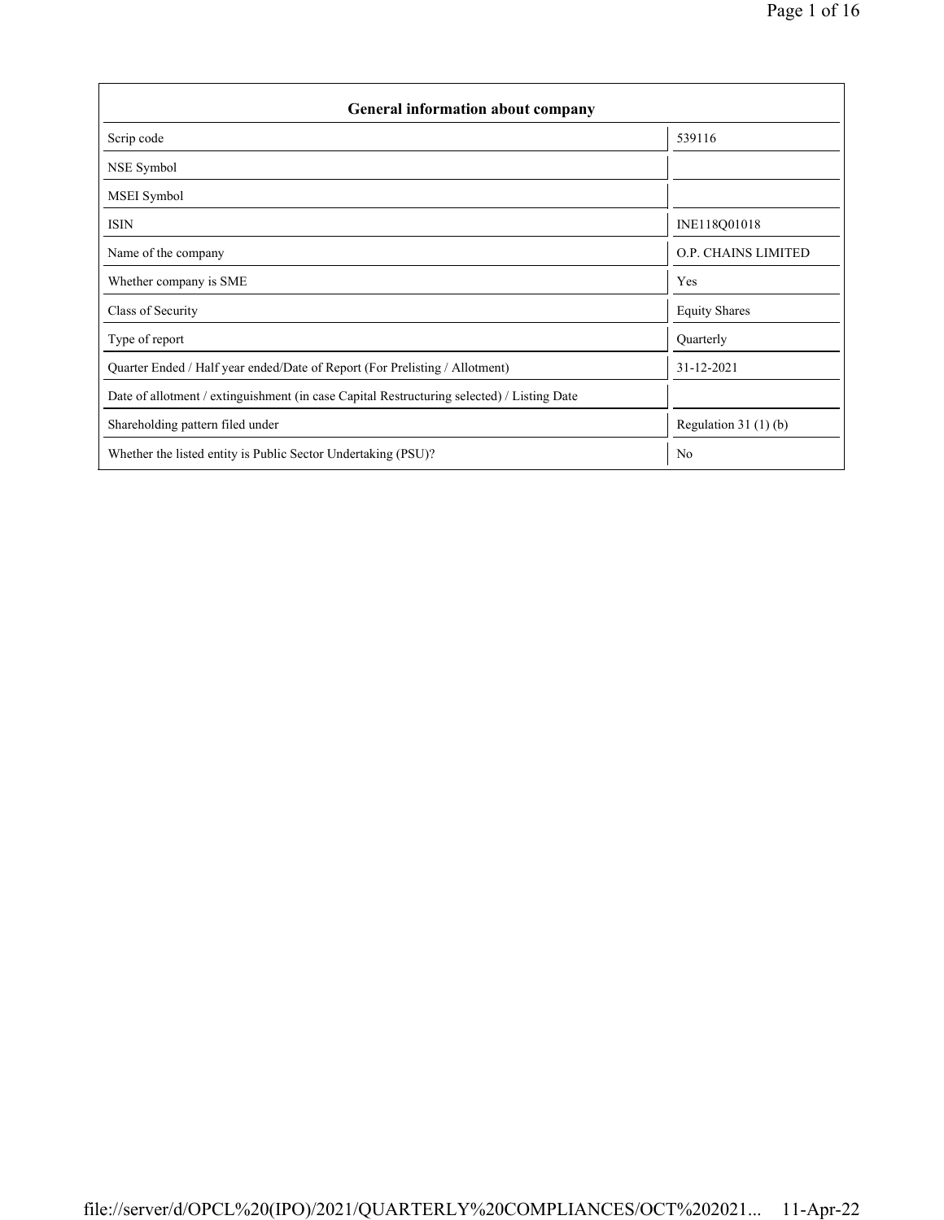| General information about company | |
|---|---|
| Scrip code | 539116 |
| NSE Symbol | |
| MSEI Symbol | |
| ISIN | INE118Q01018 |
| Name of the company | O.P. CHAINS LIMITED |
| Whether company is SME | Yes |
| Class of Security | Equity Shares |
| Type of report | Quarterly |
| Quarter Ended / Half year ended/Date of Report (For Prelisting / Allotment) | 31-12-2021 |
| Date of allotment / extinguishment (in case Capital Restructuring selected) / Listing Date | |
| Shareholding pattern filed under | Regulation 31 (1) (b) |
| Whether the listed entity is Public Sector Undertaking (PSU)? | No |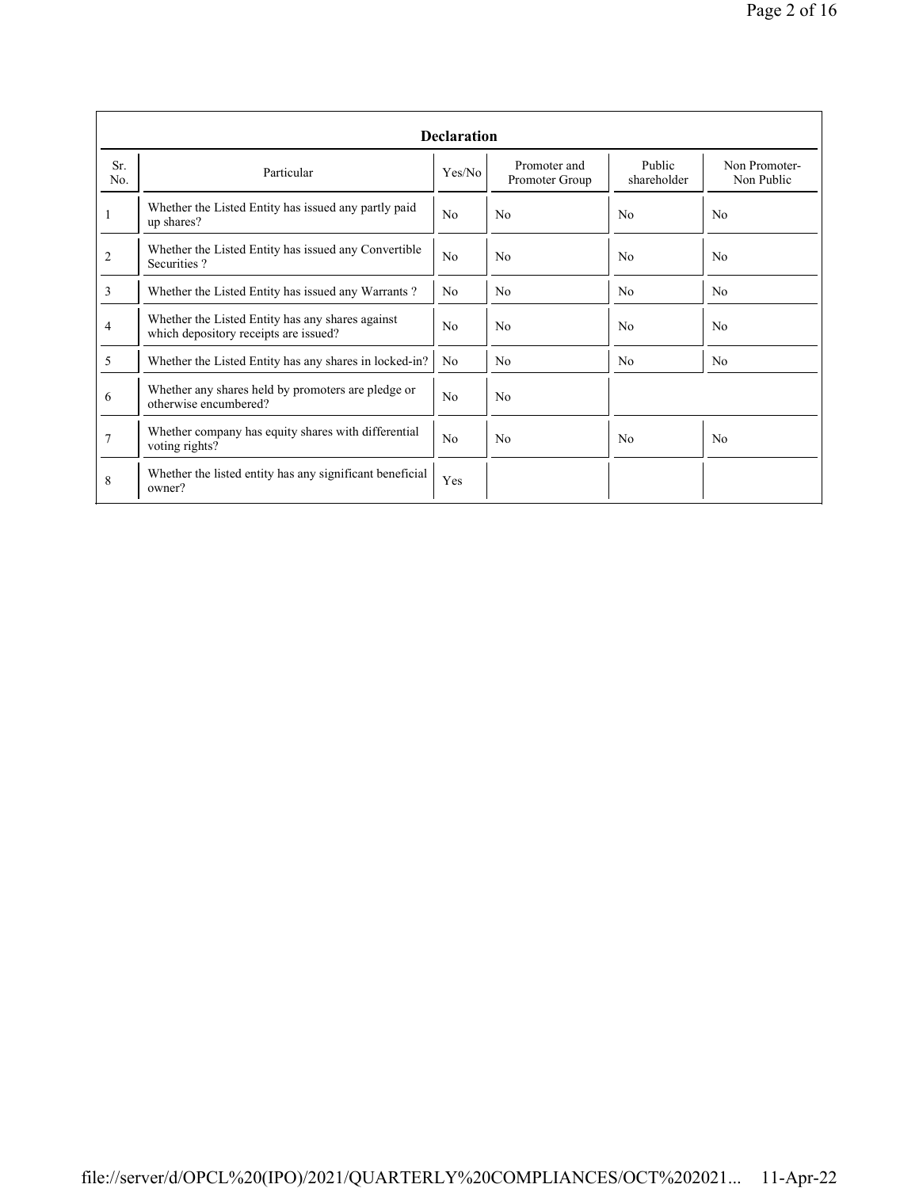**Declaration**

| Sr. No. | Particular | Yes/No | Promoter and Promoter Group | Public shareholder | Non Promoter- Non Public |
|---|---|---|---|---|---|
| 1 | Whether the Listed Entity has issued any partly paid up shares? | No | No | No | No |
| 2 | Whether the Listed Entity has issued any Convertible Securities ? | No | No | No | No |
| 3 | Whether the Listed Entity has issued any Warrants ? | No | No | No | No |
| 4 | Whether the Listed Entity has any shares against which depository receipts are issued? | No | No | No | No |
| 5 | Whether the Listed Entity has any shares in locked-in? | No | No | No | No |
| 6 | Whether any shares held by promoters are pledge or otherwise encumbered? | No | No | | |
| 7 | Whether company has equity shares with differential voting rights? | No | No | No | No |
| 8 | Whether the listed entity has any significant beneficial owner? | Yes | | | |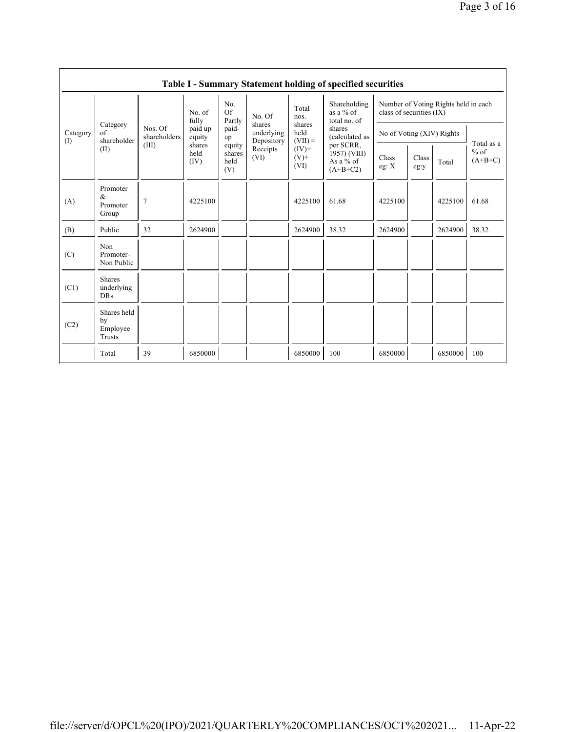## Table I - Summary Statement holding of specified securities

| Category (I) | Category of shareholder (II) | Nos. Of shareholders (III) | No. of fully paid up equity shares held (IV) | No. Of Partly paid-up equity shares held (V) | No. Of shares underlying Depository Receipts (VI) | Total nos. shares held (VII) = (IV)+ (V)+ (VI) | Shareholding as a % of total no. of shares (calculated as per SCRR, 1957) (VIII) As a % of (A+B+C2) | Number of Voting Rights held in each class of securities (IX) | | | |
|---|---|---|---|---|---|---|---|---|---|---|---|
| | | | | | | | | No of Voting (XIV) Rights | | | Total as a % of (A+B+C) |
| | | | | | | | | Class eg: X | Class eg:y | Total | |
| (A) | Promoter & Promoter Group | 7 | 4225100 | | | 4225100 | 61.68 | 4225100 | | 4225100 | 61.68 |
| (B) | Public | 32 | 2624900 | | | 2624900 | 38.32 | 2624900 | | 2624900 | 38.32 |
| (C) | Non Promoter- Non Public | | | | | | | | | | |
| (C1) | Shares underlying DRs | | | | | | | | | | |
| (C2) | Shares held by Employee Trusts | | | | | | | | | | |
| | Total | 39 | 6850000 | | | 6850000 | 100 | 6850000 | | 6850000 | 100 |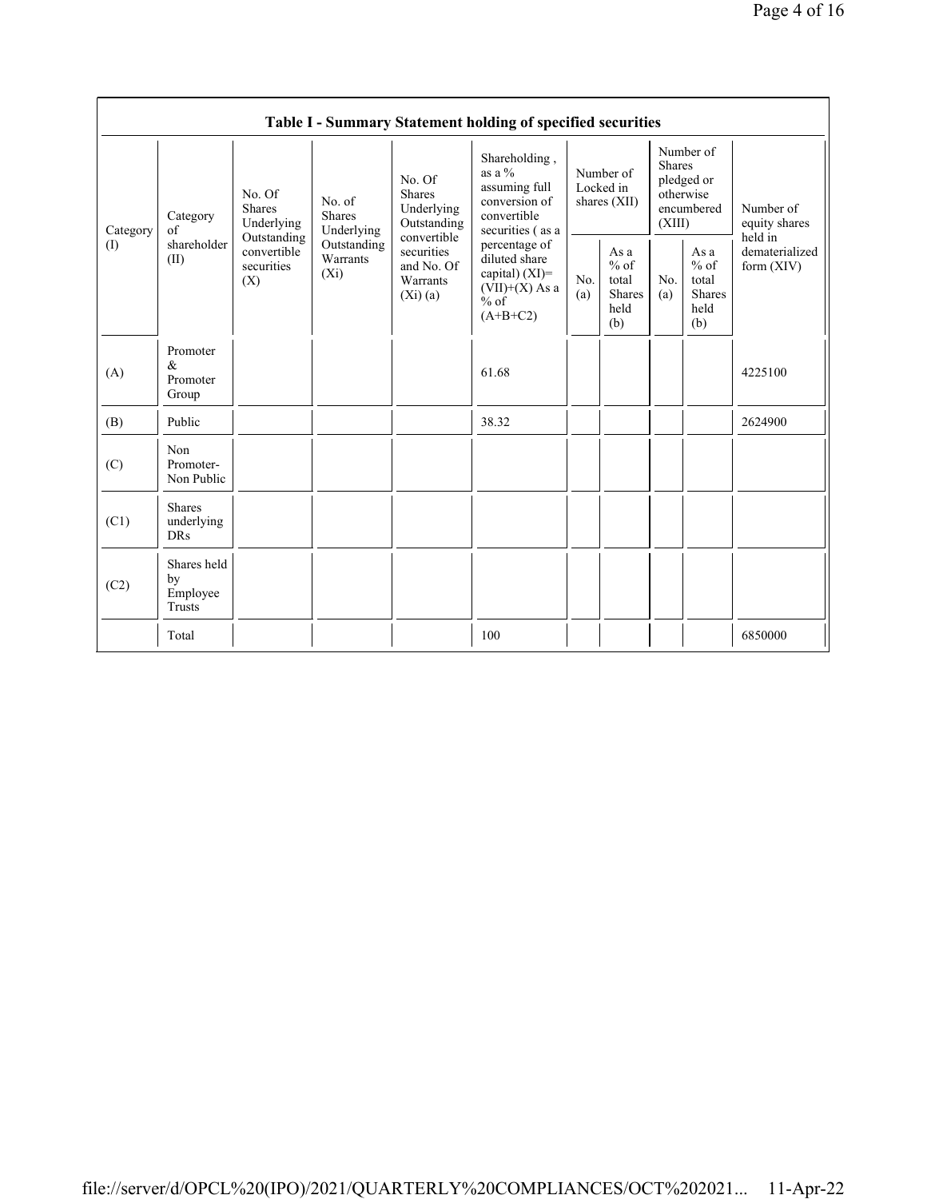| Table I - Summary Statement holding of specified securities | | | | | | | | | | | |
|---|---|---|---|---|---|---|---|---|---|---|---|
| Category (I) | Category of shareholder (II) | No. Of Shares Underlying Outstanding convertible securities (X) | No. of Shares Underlying Outstanding Warrants (Xi) | No. Of Shares Underlying Outstanding convertible securities and No. Of Warrants (Xi) (a) | Shareholding , as a % assuming full conversion of convertible securities ( as a percentage of diluted share capital) (XI)= (VII)+(X) As a % of (A+B+C2) | Number of Locked in shares (XII) | | Number of Shares pledged or otherwise encumbered (XIII) | | Number of equity shares held in dematerialized form (XIV) |
| | | | | | | No. (a) | As a % of total Shares held (b) | No. (a) | As a % of total Shares held (b) | |
| (A) | Promoter & Promoter Group | | | | 61.68 | | | | | 4225100 |
| (B) | Public | | | | 38.32 | | | | | 2624900 |
| (C) | Non Promoter- Non Public | | | | | | | | | |
| (C1) | Shares underlying DRs | | | | | | | | | |
| (C2) | Shares held by Employee Trusts | | | | | | | | | |
| | Total | | | | 100 | | | | | 6850000 |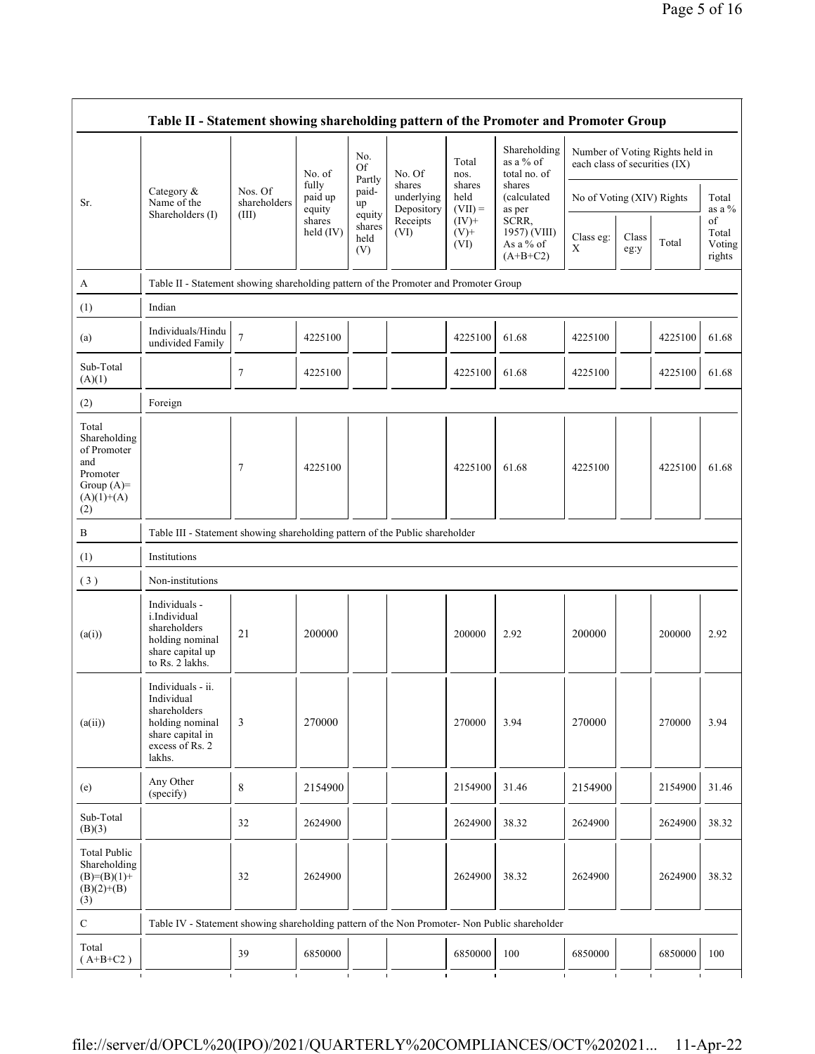## Table II - Statement showing shareholding pattern of the Promoter and Promoter Group

| Sr. | Category & Name of the Shareholders (I) | Nos. Of shareholders (III) | No. of fully paid up equity shares held (IV) | No. Of Partly paid-up equity shares held (V) | No. Of shares underlying Depository Receipts (VI) | Total nos. shares held (VII) = (IV)+ (V)+ (VI) | Shareholding as a % of total no. of shares (calculated as per SCRR, 1957) (VIII) As a % of (A+B+C2) | Number of Voting Rights held in each class of securities (IX) | | | |
|---|---|---|---|---|---|---|---|---|---|---|---|
| | | | | | | | | No of Voting (XIV) Rights | | | Total as a % of Total Voting rights |
| | | | | | | | | Class eg: X | Class eg:y | Total | |
| A | Table II - Statement showing shareholding pattern of the Promoter and Promoter Group | | | | | | | | | | |
| (1) | Indian | | | | | | | | | | |
| (a) | Individuals/Hindu undivided Family | 7 | 4225100 | | | 4225100 | 61.68 | 4225100 | | 4225100 | 61.68 |
| Sub-Total (A)(1) | | 7 | 4225100 | | | 4225100 | 61.68 | 4225100 | | 4225100 | 61.68 |
| (2) | Foreign | | | | | | | | | | |
| Total Shareholding of Promoter and Promoter Group (A)= (A)(1)+(A)(2) | | 7 | 4225100 | | | 4225100 | 61.68 | 4225100 | | 4225100 | 61.68 |
| B | Table III - Statement showing shareholding pattern of the Public shareholder | | | | | | | | | | |
| (1) | Institutions | | | | | | | | | | |
| (3) | Non-institutions | | | | | | | | | | |
| (a(i)) | Individuals - i.Individual shareholders holding nominal share capital up to Rs. 2 lakhs. | 21 | 200000 | | | 200000 | 2.92 | 200000 | | 200000 | 2.92 |
| (a(ii)) | Individuals - ii. Individual shareholders holding nominal share capital in excess of Rs. 2 lakhs. | 3 | 270000 | | | 270000 | 3.94 | 270000 | | 270000 | 3.94 |
| (e) | Any Other (specify) | 8 | 2154900 | | | 2154900 | 31.46 | 2154900 | | 2154900 | 31.46 |
| Sub-Total (B)(3) | | 32 | 2624900 | | | 2624900 | 38.32 | 2624900 | | 2624900 | 38.32 |
| Total Public Shareholding (B)=(B)(1)+ (B)(2)+(B)(3) | | 32 | 2624900 | | | 2624900 | 38.32 | 2624900 | | 2624900 | 38.32 |
| C | Table IV - Statement showing shareholding pattern of the Non Promoter- Non Public shareholder | | | | | | | | | | |
| Total ( A+B+C2 ) | | 39 | 6850000 | | | 6850000 | 100 | 6850000 | | 6850000 | 100 |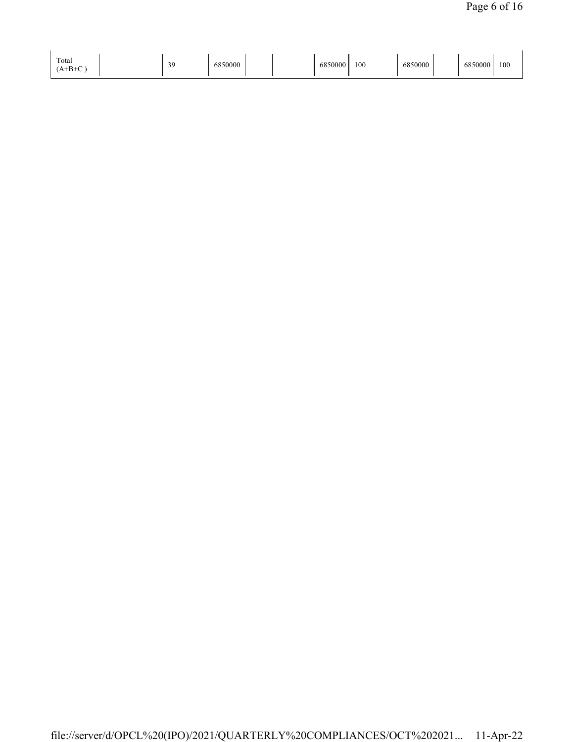| | | | | | | | | | | | |
|---|---|---|---|---|---|---|---|---|---|---|---|
| Total (A+B+C ) | | 39 | 6850000 | | | 6850000 | 100 | 6850000 | | 6850000 | 100 |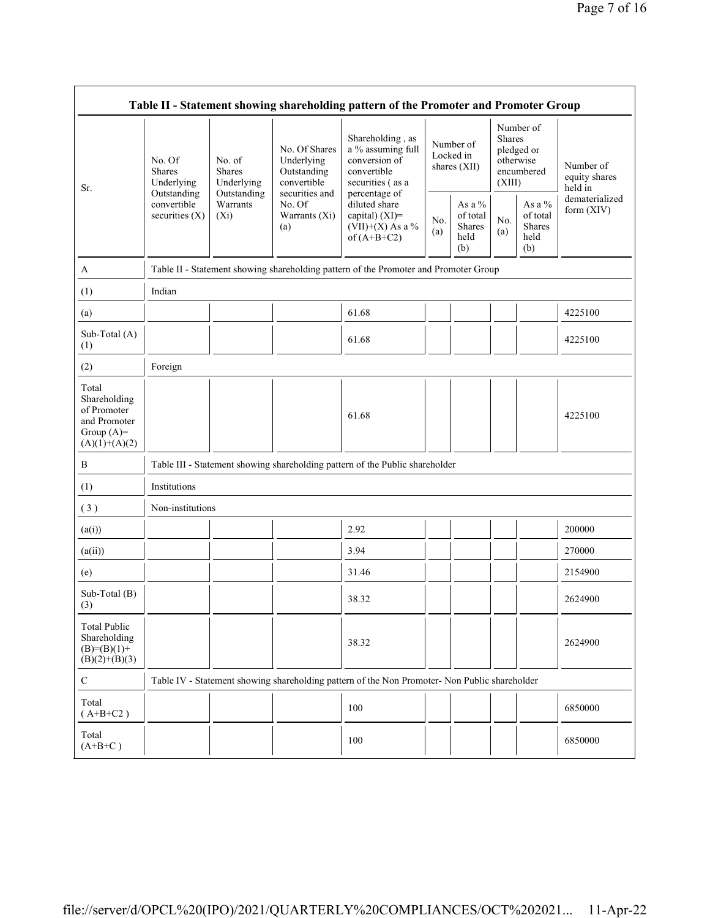| Table II - Statement showing shareholding pattern of the Promoter and Promoter Group | | | | | | | | | |
|---|---|---|---|---|---|---|---|---|---|
| Sr. | No. Of Shares Underlying Outstanding convertible securities (X) | No. of Shares Underlying Outstanding Warrants (Xi) | No. Of Shares Underlying Outstanding convertible securities and No. Of Warrants (Xi) (a) | Shareholding , as a % assuming full conversion of convertible securities ( as a percentage of diluted share capital) (XI)= (VII)+(X) As a % of (A+B+C2) | Number of Locked in shares (XII) | | Number of Shares pledged or otherwise encumbered (XIII) | | Number of equity shares held in dematerialized form (XIV) |
| | | | | | No. (a) | As a % of total Shares held (b) | No. (a) | As a % of total Shares held (b) | |
| A | Table II - Statement showing shareholding pattern of the Promoter and Promoter Group | | | | | | | | |
| (1) | Indian | | | | | | | | |
| (a) | | | | 61.68 | | | | | 4225100 |
| Sub-Total (A) (1) | | | | 61.68 | | | | | 4225100 |
| (2) | Foreign | | | | | | | | |
| Total Shareholding of Promoter and Promoter Group (A)= (A)(1)+(A)(2) | | | | 61.68 | | | | | 4225100 |
| B | Table III - Statement showing shareholding pattern of the Public shareholder | | | | | | | | |
| (1) | Institutions | | | | | | | | |
| ( 3 ) | Non-institutions | | | | | | | | |
| (a(i)) | | | | 2.92 | | | | | 200000 |
| (a(ii)) | | | | 3.94 | | | | | 270000 |
| (e) | | | | 31.46 | | | | | 2154900 |
| Sub-Total (B) (3) | | | | 38.32 | | | | | 2624900 |
| Total Public Shareholding (B)=(B)(1)+ (B)(2)+(B)(3) | | | | 38.32 | | | | | 2624900 |
| C | Table IV - Statement showing shareholding pattern of the Non Promoter- Non Public shareholder | | | | | | | | |
| Total ( A+B+C2 ) | | | | 100 | | | | | 6850000 |
| Total (A+B+C ) | | | | 100 | | | | | 6850000 |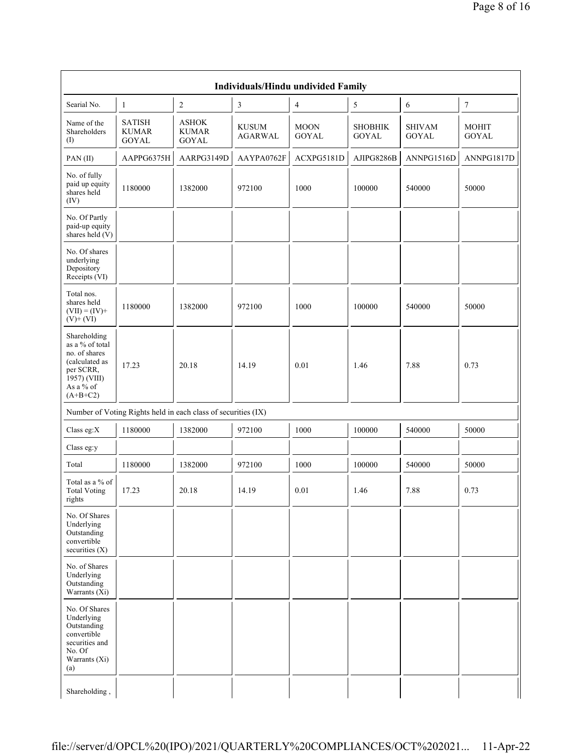| Individuals/Hindu undivided Family | | | | | | | |
|---|---|---|---|---|---|---|---|
| Searial No. | 1 | 2 | 3 | 4 | 5 | 6 | 7 |
| Name of the Shareholders (I) | SATISH KUMAR GOYAL | ASHOK KUMAR GOYAL | KUSUM AGARWAL | MOON GOYAL | SHOBHIK GOYAL | SHIVAM GOYAL | MOHIT GOYAL |
| PAN (II) | AAPPG6375H | AARPG3149D | AAYPA0762F | ACXPG5181D | AJIPG8286B | ANNPG1516D | ANNPG1817D |
| No. of fully paid up equity shares held (IV) | 1180000 | 1382000 | 972100 | 1000 | 100000 | 540000 | 50000 |
| No. Of Partly paid-up equity shares held (V) | | | | | | | |
| No. Of shares underlying Depository Receipts (VI) | | | | | | | |
| Total nos. shares held (VII) = (IV)+ (V)+ (VI) | 1180000 | 1382000 | 972100 | 1000 | 100000 | 540000 | 50000 |
| Shareholding as a % of total no. of shares (calculated as per SCRR, 1957) (VIII) As a % of (A+B+C2) | 17.23 | 20.18 | 14.19 | 0.01 | 1.46 | 7.88 | 0.73 |
| Number of Voting Rights held in each class of securities (IX) | | | | | | | |
| Class eg:X | 1180000 | 1382000 | 972100 | 1000 | 100000 | 540000 | 50000 |
| Class eg:y | | | | | | | |
| Total | 1180000 | 1382000 | 972100 | 1000 | 100000 | 540000 | 50000 |
| Total as a % of Total Voting rights | 17.23 | 20.18 | 14.19 | 0.01 | 1.46 | 7.88 | 0.73 |
| No. Of Shares Underlying Outstanding convertible securities (X) | | | | | | | |
| No. of Shares Underlying Outstanding Warrants (Xi) | | | | | | | |
| No. Of Shares Underlying Outstanding convertible securities and No. Of Warrants (Xi) (a) | | | | | | | |
| Shareholding , | | | | | | | |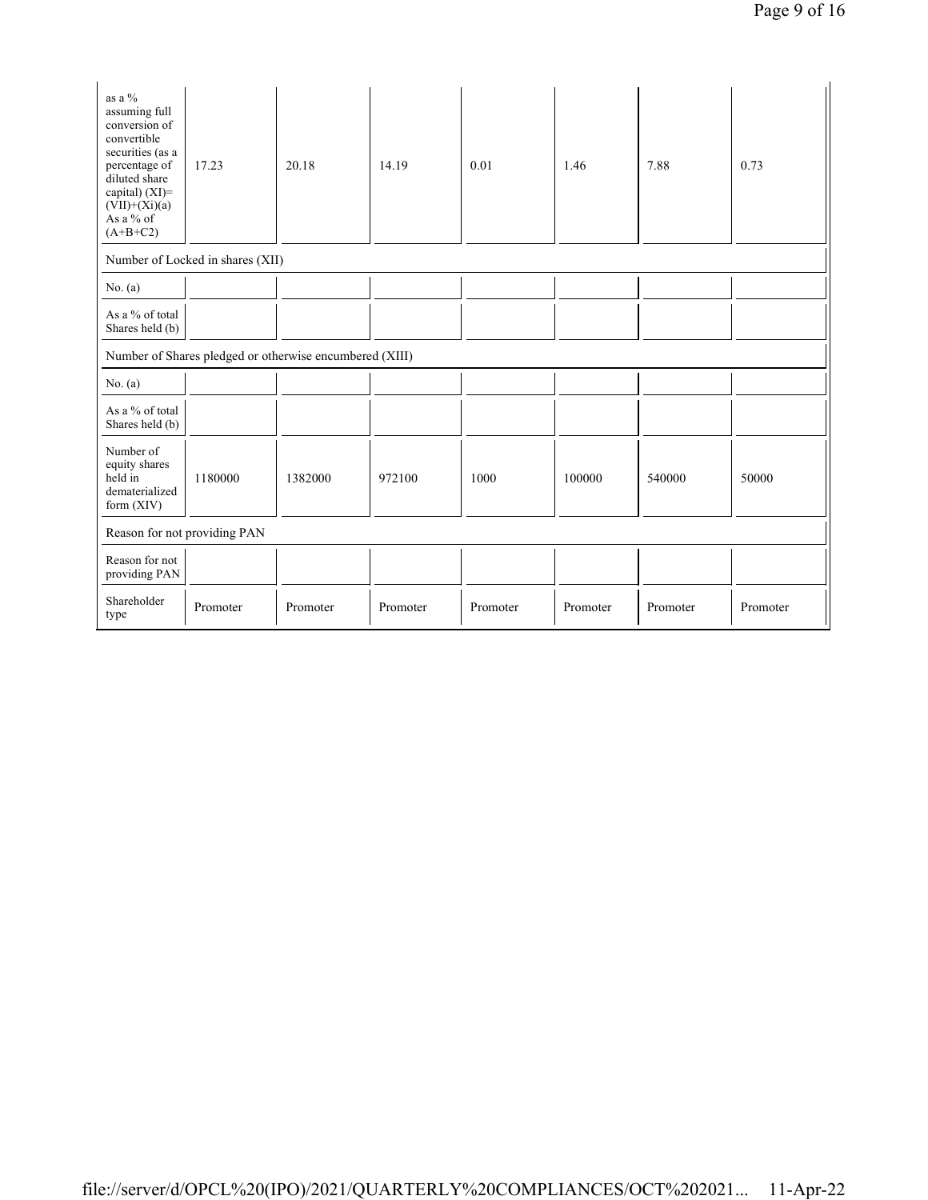| as a % assuming full conversion of convertible securities (as a percentage of diluted share capital) (XI)= (VII)+(Xi)(a) As a % of (A+B+C2) | 17.23 | 20.18 | 14.19 | 0.01 | 1.46 | 7.88 | 0.73 |
|---|---|---|---|---|---|---|---|
| Number of Locked in shares (XII) | | | | | | | |
| No. (a) | | | | | | | |
| As a % of total Shares held (b) | | | | | | | |
| Number of Shares pledged or otherwise encumbered (XIII) | | | | | | | |
| No. (a) | | | | | | | |
| As a % of total Shares held (b) | | | | | | | |
| Number of equity shares held in dematerialized form (XIV) | 1180000 | 1382000 | 972100 | 1000 | 100000 | 540000 | 50000 |
| Reason for not providing PAN | | | | | | | |
| Reason for not providing PAN | | | | | | | |
| Shareholder type | Promoter | Promoter | Promoter | Promoter | Promoter | Promoter | Promoter |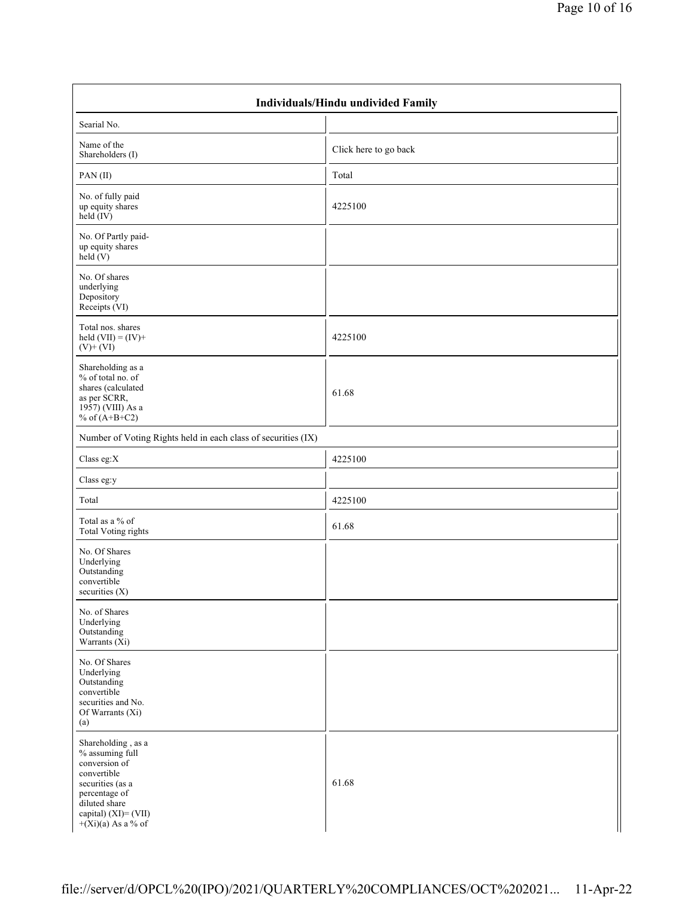| Individuals/Hindu undivided Family | |
|---|---|
| Searial No. | |
| Name of the Shareholders (I) | Click here to go back |
| PAN (II) | Total |
| No. of fully paid up equity shares held (IV) | 4225100 |
| No. Of Partly paid-up equity shares held (V) | |
| No. Of shares underlying Depository Receipts (VI) | |
| Total nos. shares held (VII) = (IV)+ (V)+ (VI) | 4225100 |
| Shareholding as a % of total no. of shares (calculated as per SCRR, 1957) (VIII) As a % of (A+B+C2) | 61.68 |
| Number of Voting Rights held in each class of securities (IX) | |
| Class eg:X | 4225100 |
| Class eg:y | |
| Total | 4225100 |
| Total as a % of Total Voting rights | 61.68 |
| No. Of Shares Underlying Outstanding convertible securities (X) | |
| No. of Shares Underlying Outstanding Warrants (Xi) | |
| No. Of Shares Underlying Outstanding convertible securities and No. Of Warrants (Xi) (a) | |
| Shareholding , as a % assuming full conversion of convertible securities (as a percentage of diluted share capital) (XI)= (VII) +(Xi)(a) As a % of | 61.68 |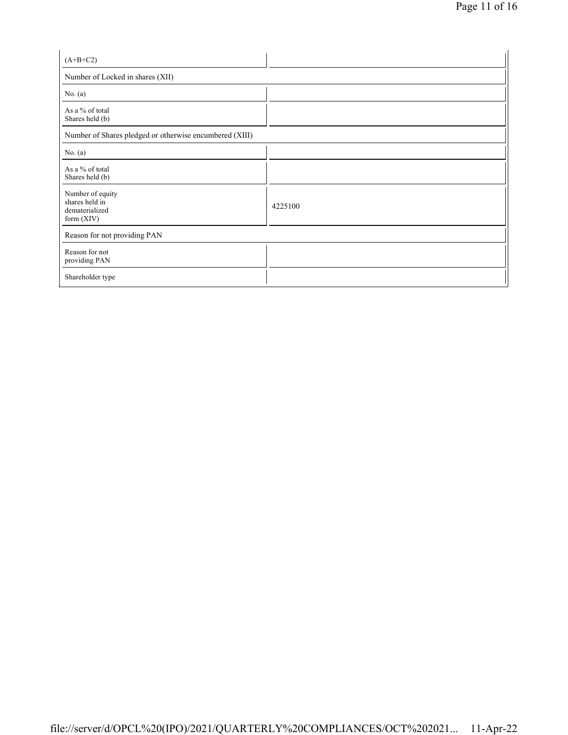| (A+B+C2) | |
|---|---|
| Number of Locked in shares (XII) | |
| No. (a) | |
| As a % of total Shares held (b) | |
| Number of Shares pledged or otherwise encumbered (XIII) | |
| No. (a) | |
| As a % of total Shares held (b) | |
| Number of equity shares held in dematerialized form (XIV) | 4225100 |
| Reason for not providing PAN | |
| Reason for not providing PAN | |
| Shareholder type | |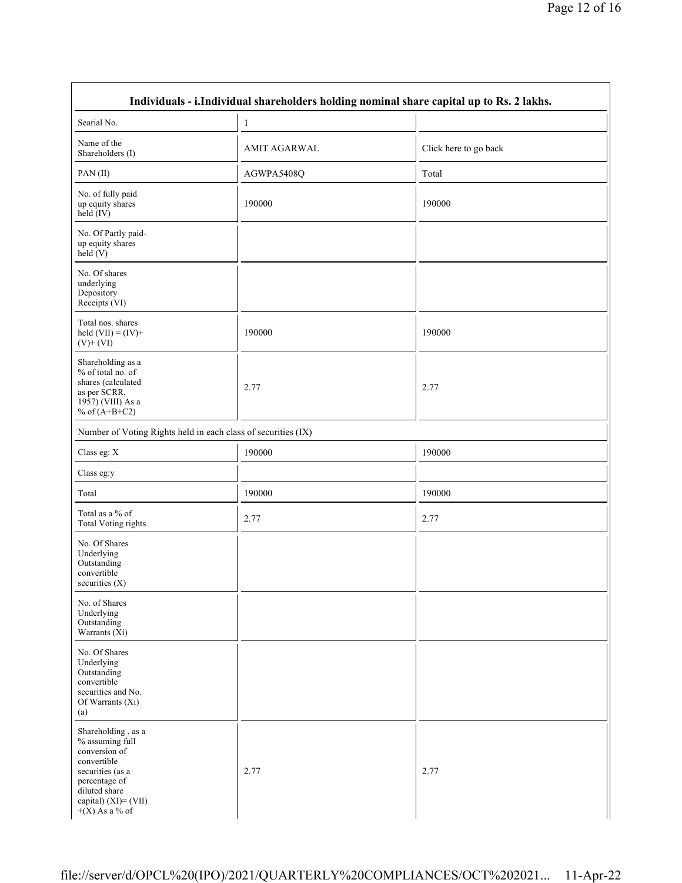| Individuals - i.Individual shareholders holding nominal share capital up to Rs. 2 lakhs. | | |
|---|---|---|
| Searial No. | 1 | |
| Name of the Shareholders (I) | AMIT AGARWAL | Click here to go back |
| PAN (II) | AGWPA5408Q | Total |
| No. of fully paid up equity shares held (IV) | 190000 | 190000 |
| No. Of Partly paid-up equity shares held (V) | | |
| No. Of shares underlying Depository Receipts (VI) | | |
| Total nos. shares held (VII) = (IV)+(V)+ (VI) | 190000 | 190000 |
| Shareholding as a % of total no. of shares (calculated as per SCRR, 1957) (VIII) As a % of (A+B+C2) | 2.77 | 2.77 |
| Number of Voting Rights held in each class of securities (IX) | | |
| Class eg: X | 190000 | 190000 |
| Class eg:y | | |
| Total | 190000 | 190000 |
| Total as a % of Total Voting rights | 2.77 | 2.77 |
| No. Of Shares Underlying Outstanding convertible securities (X) | | |
| No. of Shares Underlying Outstanding Warrants (Xi) | | |
| No. Of Shares Underlying Outstanding convertible securities and No. Of Warrants (Xi) (a) | | |
| Shareholding , as a % assuming full conversion of convertible securities (as a percentage of diluted share capital) (XI)= (VII) +(X) As a % of | 2.77 | 2.77 |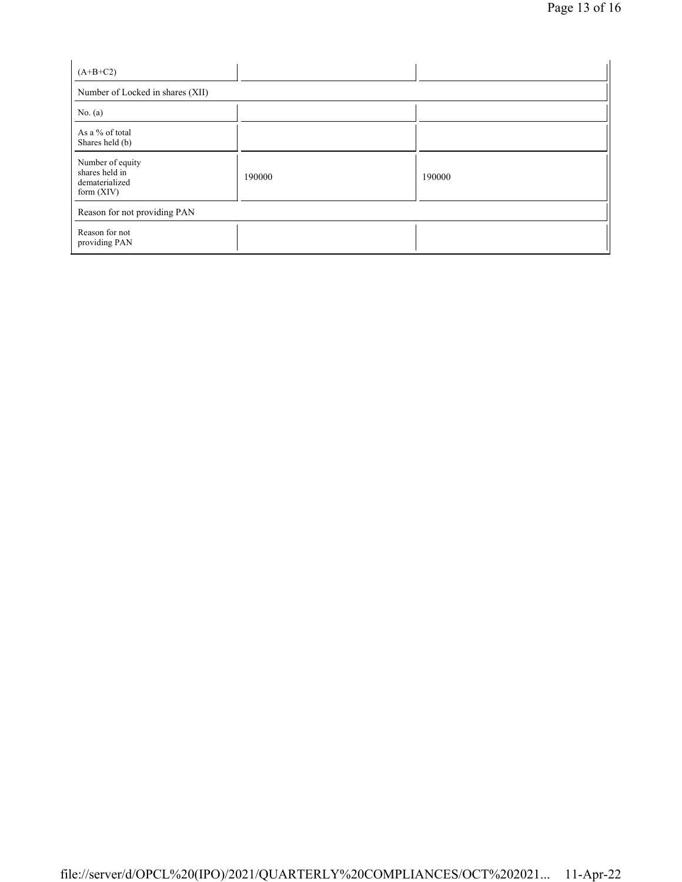| (A+B+C2) | | |
|---|---|---|
| Number of Locked in shares (XII) | | |
| No. (a) | | |
| As a % of total Shares held (b) | | |
| Number of equity shares held in dematerialized form (XIV) | 190000 | 190000 |
| Reason for not providing PAN | | |
| Reason for not providing PAN | | |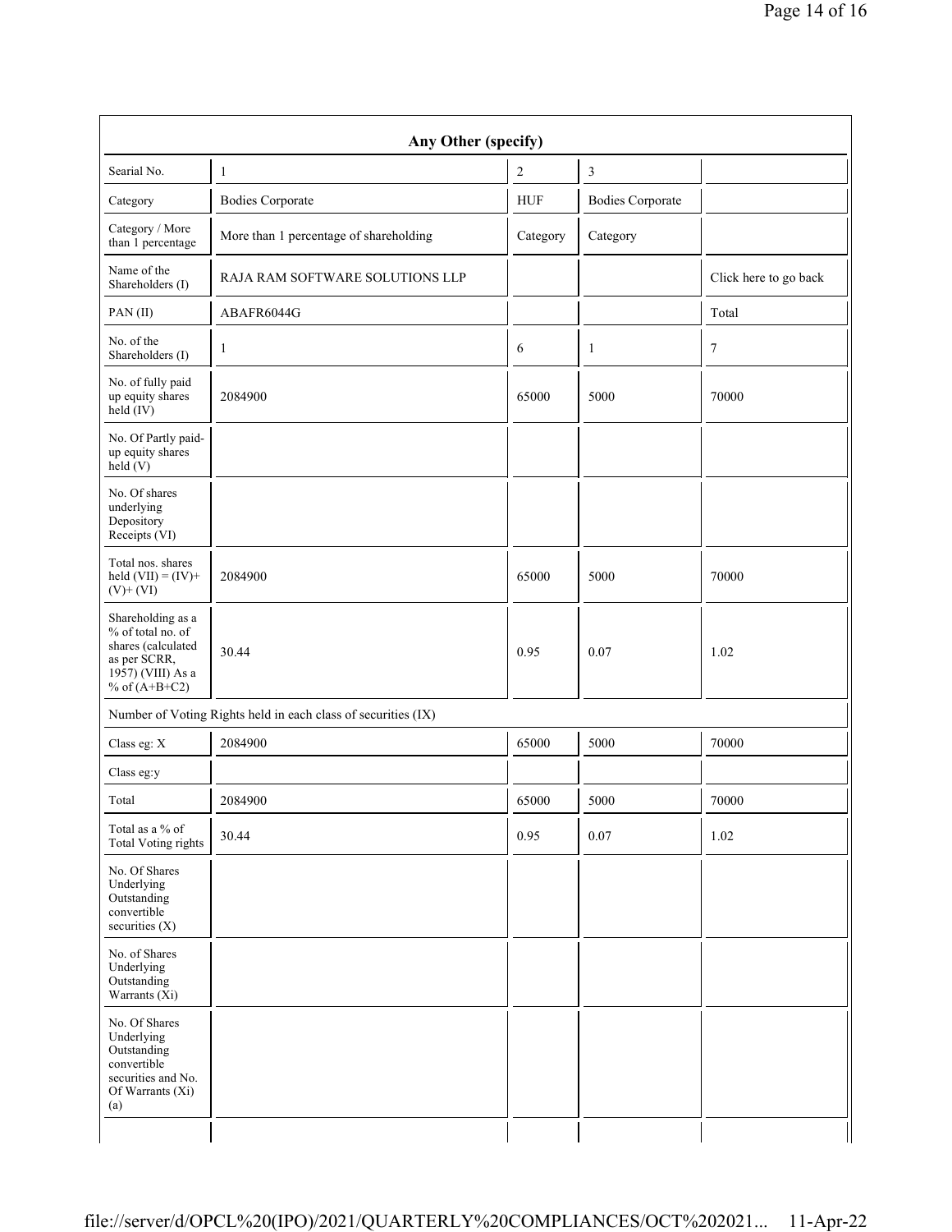| Any Other (specify) | | | | |
|---|---|---|---|---|
| Searial No. | 1 | 2 | 3 | |
| Category | Bodies Corporate | HUF | Bodies Corporate | |
| Category / More than 1 percentage | More than 1 percentage of shareholding | Category | Category | |
| Name of the Shareholders (I) | RAJA RAM SOFTWARE SOLUTIONS LLP | | | Click here to go back |
| PAN (II) | ABAFR6044G | | | Total |
| No. of the Shareholders (I) | 1 | 6 | 1 | 7 |
| No. of fully paid up equity shares held (IV) | 2084900 | 65000 | 5000 | 70000 |
| No. Of Partly paid-up equity shares held (V) | | | | |
| No. Of shares underlying Depository Receipts (VI) | | | | |
| Total nos. shares held (VII) = (IV)+ (V)+ (VI) | 2084900 | 65000 | 5000 | 70000 |
| Shareholding as a % of total no. of shares (calculated as per SCRR, 1957) (VIII) As a % of (A+B+C2) | 30.44 | 0.95 | 0.07 | 1.02 |
| Number of Voting Rights held in each class of securities (IX) | | | | |
| Class eg: X | 2084900 | 65000 | 5000 | 70000 |
| Class eg:y | | | | |
| Total | 2084900 | 65000 | 5000 | 70000 |
| Total as a % of Total Voting rights | 30.44 | 0.95 | 0.07 | 1.02 |
| No. Of Shares Underlying Outstanding convertible securities (X) | | | | |
| No. of Shares Underlying Outstanding Warrants (Xi) | | | | |
| No. Of Shares Underlying Outstanding convertible securities and No. Of Warrants (Xi) (a) | | | | |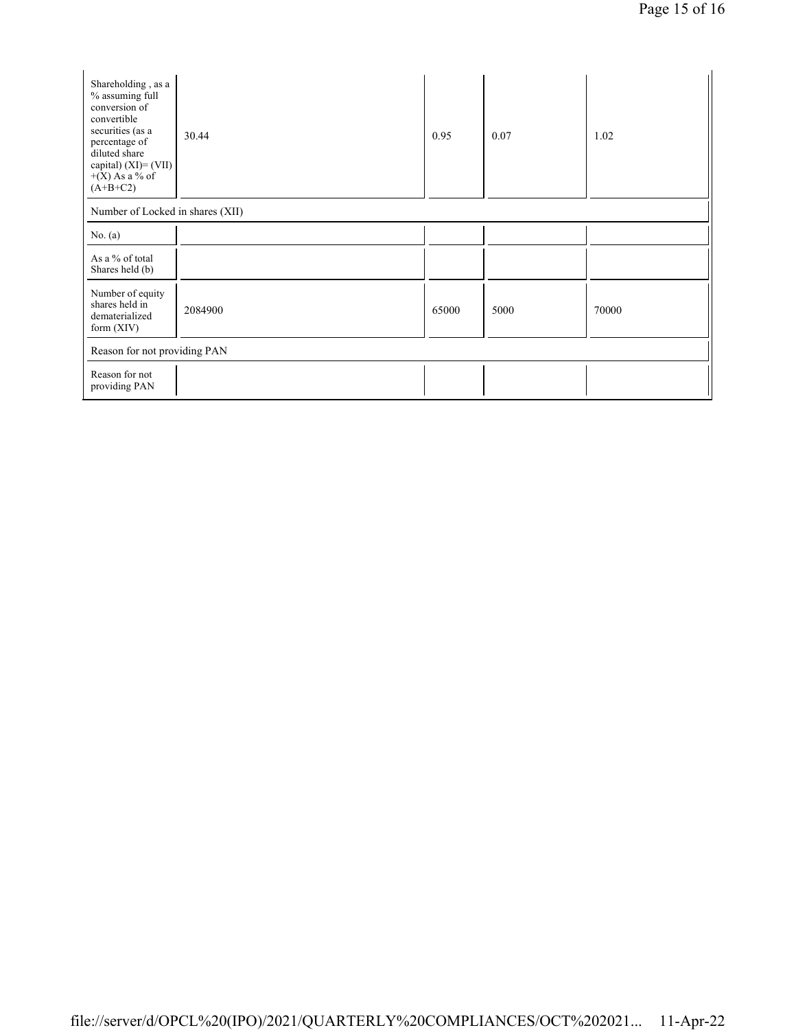| | | | | |
|---|---|---|---|---|
| Shareholding , as a % assuming full conversion of convertible securities (as a percentage of diluted share capital) (XI)= (VII)+(X) As a % of (A+B+C2) | 30.44 | 0.95 | 0.07 | 1.02 |
| Number of Locked in shares (XII) | | | | |
| No. (a) | | | | |
| As a % of total Shares held (b) | | | | |
| Number of equity shares held in dematerialized form (XIV) | 2084900 | 65000 | 5000 | 70000 |
| Reason for not providing PAN | | | | |
| Reason for not providing PAN | | | | |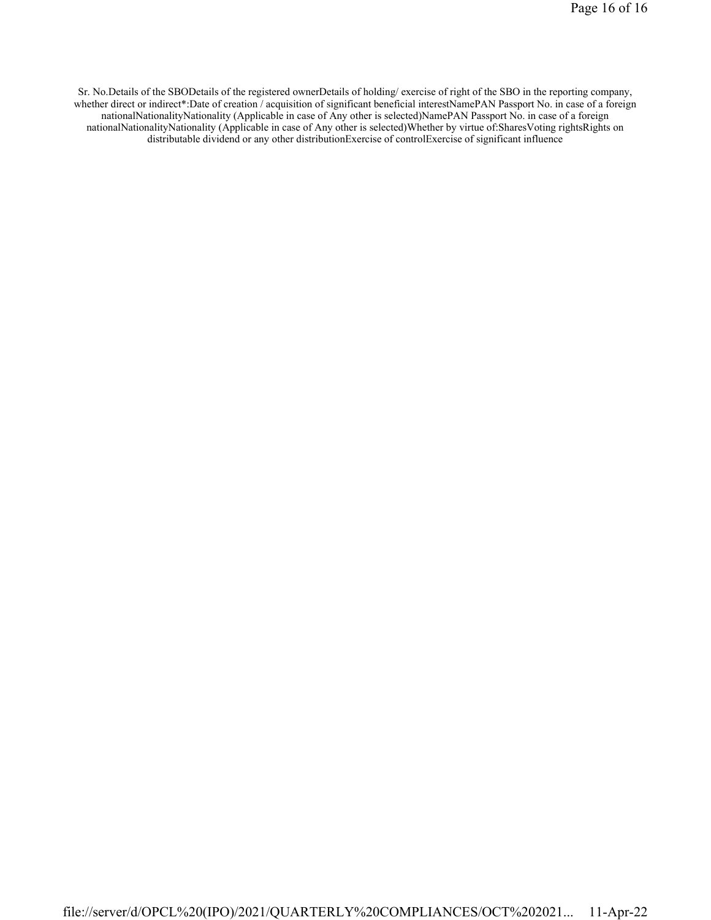Sr. No.Details of the SBODetails of the registered ownerDetails of holding/ exercise of right of the SBO in the reporting company, whether direct or indirect*:Date of creation / acquisition of significant beneficial interestNamePAN Passport No. in case of a foreign nationalNationalityNationality (Applicable in case of Any other is selected)NamePAN Passport No. in case of a foreign nationalNationalityNationality (Applicable in case of Any other is selected)Whether by virtue of:SharesVoting rightsRights on distributable dividend or any other distributionExercise of controlExercise of significant influence